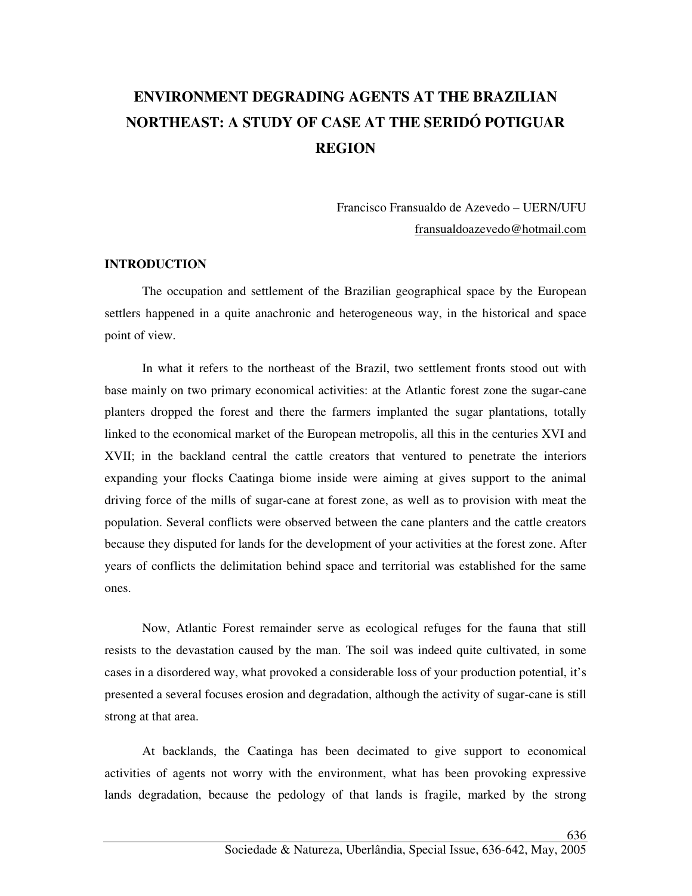# ENVIRONMENT DEGRADING AGENTS AT THE BRAZILIAN NORTHEAST: A STUDY OF CASE AT THE SERIDÓ POTIGUAR REGION

Francisco Fransualdo de Azevedo – UERN/UFU
fransualdoazevedo@hotmail.com

## INTRODUCTION

The occupation and settlement of the Brazilian geographical space by the European settlers happened in a quite anachronic and heterogeneous way, in the historical and space point of view.

In what it refers to the northeast of the Brazil, two settlement fronts stood out with base mainly on two primary economical activities: at the Atlantic forest zone the sugar-cane planters dropped the forest and there the farmers implanted the sugar plantations, totally linked to the economical market of the European metropolis, all this in the centuries XVI and XVII; in the backland central the cattle creators that ventured to penetrate the interiors expanding your flocks Caatinga biome inside were aiming at gives support to the animal driving force of the mills of sugar-cane at forest zone, as well as to provision with meat the population. Several conflicts were observed between the cane planters and the cattle creators because they disputed for lands for the development of your activities at the forest zone. After years of conflicts the delimitation behind space and territorial was established for the same ones.

Now, Atlantic Forest remainder serve as ecological refuges for the fauna that still resists to the devastation caused by the man. The soil was indeed quite cultivated, in some cases in a disordered way, what provoked a considerable loss of your production potential, it's presented a several focuses erosion and degradation, although the activity of sugar-cane is still strong at that area.

At backlands, the Caatinga has been decimated to give support to economical activities of agents not worry with the environment, what has been provoking expressive lands degradation, because the pedology of that lands is fragile, marked by the strong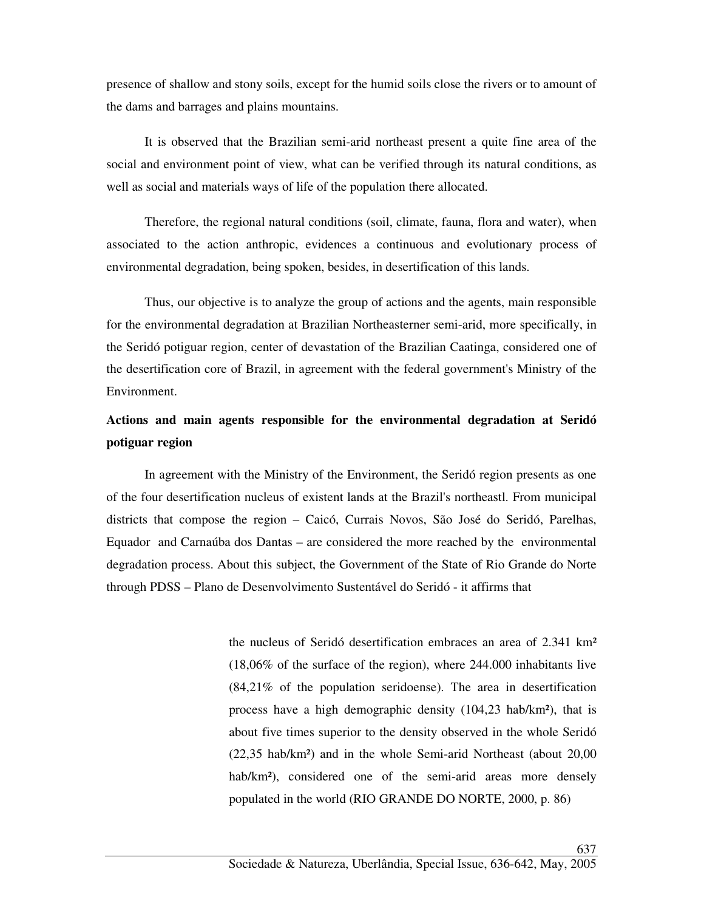presence of shallow and stony soils, except for the humid soils close the rivers or to amount of the dams and barrages and plains mountains.

It is observed that the Brazilian semi-arid northeast present a quite fine area of the social and environment point of view, what can be verified through its natural conditions, as well as social and materials ways of life of the population there allocated.

Therefore, the regional natural conditions (soil, climate, fauna, flora and water), when associated to the action anthropic, evidences a continuous and evolutionary process of environmental degradation, being spoken, besides, in desertification of this lands.

Thus, our objective is to analyze the group of actions and the agents, main responsible for the environmental degradation at Brazilian Northeasterner semi-arid, more specifically, in the Seridó potiguar region, center of devastation of the Brazilian Caatinga, considered one of the desertification core of Brazil, in agreement with the federal government's Ministry of the Environment.

## Actions and main agents responsible for the environmental degradation at Seridó potiguar region

In agreement with the Ministry of the Environment, the Seridó region presents as one of the four desertification nucleus of existent lands at the Brazil's northeastl. From municipal districts that compose the region – Caicó, Currais Novos, São José do Seridó, Parelhas, Equador and Carnaúba dos Dantas – are considered the more reached by the environmental degradation process. About this subject, the Government of the State of Rio Grande do Norte through PDSS – Plano de Desenvolvimento Sustentável do Seridó - it affirms that

> the nucleus of Seridó desertification embraces an area of 2.341 km² (18,06% of the surface of the region), where 244.000 inhabitants live (84,21% of the population seridoense). The area in desertification process have a high demographic density (104,23 hab/km²), that is about five times superior to the density observed in the whole Seridó (22,35 hab/km²) and in the whole Semi-arid Northeast (about 20,00 hab/km²), considered one of the semi-arid areas more densely populated in the world (RIO GRANDE DO NORTE, 2000, p. 86)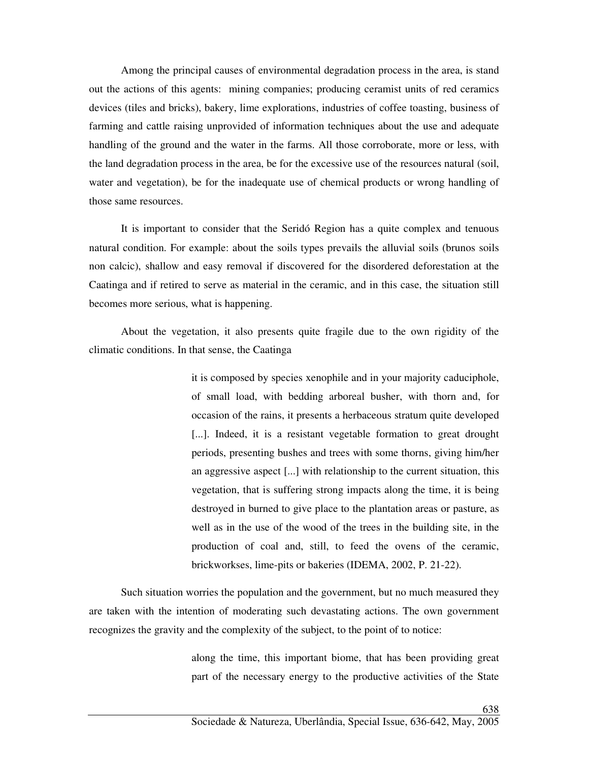Among the principal causes of environmental degradation process in the area, is stand out the actions of this agents: mining companies; producing ceramist units of red ceramics devices (tiles and bricks), bakery, lime explorations, industries of coffee toasting, business of farming and cattle raising unprovided of information techniques about the use and adequate handling of the ground and the water in the farms. All those corroborate, more or less, with the land degradation process in the area, be for the excessive use of the resources natural (soil, water and vegetation), be for the inadequate use of chemical products or wrong handling of those same resources.

It is important to consider that the Seridó Region has a quite complex and tenuous natural condition. For example: about the soils types prevails the alluvial soils (brunos soils non calcic), shallow and easy removal if discovered for the disordered deforestation at the Caatinga and if retired to serve as material in the ceramic, and in this case, the situation still becomes more serious, what is happening.

About the vegetation, it also presents quite fragile due to the own rigidity of the climatic conditions. In that sense, the Caatinga

> it is composed by species xenophile and in your majority caduciphole, of small load, with bedding arboreal busher, with thorn and, for occasion of the rains, it presents a herbaceous stratum quite developed [...]. Indeed, it is a resistant vegetable formation to great drought periods, presenting bushes and trees with some thorns, giving him/her an aggressive aspect [...] with relationship to the current situation, this vegetation, that is suffering strong impacts along the time, it is being destroyed in burned to give place to the plantation areas or pasture, as well as in the use of the wood of the trees in the building site, in the production of coal and, still, to feed the ovens of the ceramic, brickworkses, lime-pits or bakeries (IDEMA, 2002, P. 21-22).

Such situation worries the population and the government, but no much measured they are taken with the intention of moderating such devastating actions. The own government recognizes the gravity and the complexity of the subject, to the point of to notice:

> along the time, this important biome, that has been providing great part of the necessary energy to the productive activities of the State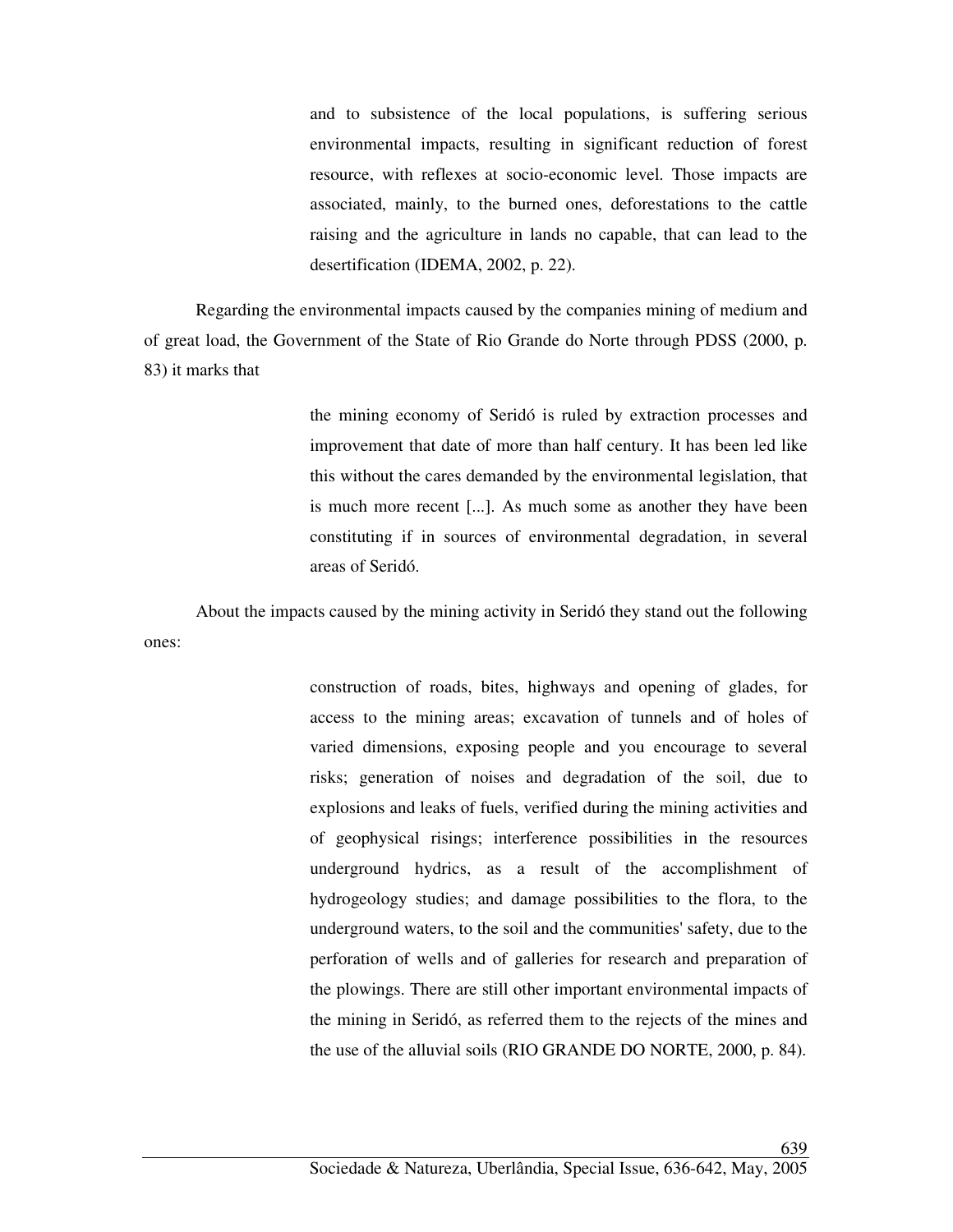> and to subsistence of the local populations, is suffering serious environmental impacts, resulting in significant reduction of forest resource, with reflexes at socio-economic level. Those impacts are associated, mainly, to the burned ones, deforestations to the cattle raising and the agriculture in lands no capable, that can lead to the desertification (IDEMA, 2002, p. 22).

Regarding the environmental impacts caused by the companies mining of medium and of great load, the Government of the State of Rio Grande do Norte through PDSS (2000, p. 83) it marks that

> the mining economy of Seridó is ruled by extraction processes and improvement that date of more than half century. It has been led like this without the cares demanded by the environmental legislation, that is much more recent [...]. As much some as another they have been constituting if in sources of environmental degradation, in several areas of Seridó.

About the impacts caused by the mining activity in Seridó they stand out the following ones:

> construction of roads, bites, highways and opening of glades, for access to the mining areas; excavation of tunnels and of holes of varied dimensions, exposing people and you encourage to several risks; generation of noises and degradation of the soil, due to explosions and leaks of fuels, verified during the mining activities and of geophysical risings; interference possibilities in the resources underground hydrics, as a result of the accomplishment of hydrogeology studies; and damage possibilities to the flora, to the underground waters, to the soil and the communities' safety, due to the perforation of wells and of galleries for research and preparation of the plowings. There are still other important environmental impacts of the mining in Seridó, as referred them to the rejects of the mines and the use of the alluvial soils (RIO GRANDE DO NORTE, 2000, p. 84).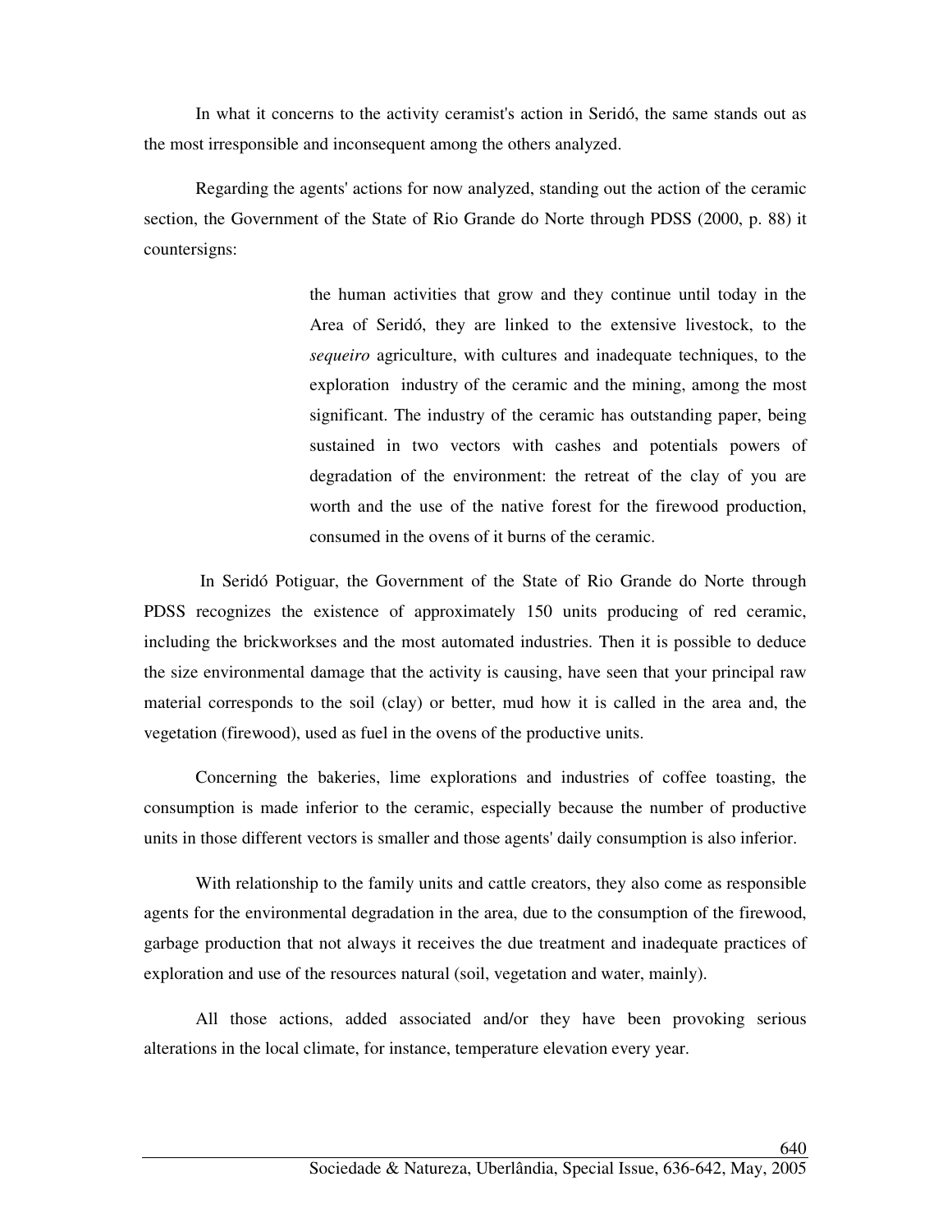In what it concerns to the activity ceramist's action in Seridó, the same stands out as the most irresponsible and inconsequent among the others analyzed.

Regarding the agents' actions for now analyzed, standing out the action of the ceramic section, the Government of the State of Rio Grande do Norte through PDSS (2000, p. 88) it countersigns:

> the human activities that grow and they continue until today in the Area of Seridó, they are linked to the extensive livestock, to the *sequeiro* agriculture, with cultures and inadequate techniques, to the exploration industry of the ceramic and the mining, among the most significant. The industry of the ceramic has outstanding paper, being sustained in two vectors with cashes and potentials powers of degradation of the environment: the retreat of the clay of you are worth and the use of the native forest for the firewood production, consumed in the ovens of it burns of the ceramic.

In Seridó Potiguar, the Government of the State of Rio Grande do Norte through PDSS recognizes the existence of approximately 150 units producing of red ceramic, including the brickworkses and the most automated industries. Then it is possible to deduce the size environmental damage that the activity is causing, have seen that your principal raw material corresponds to the soil (clay) or better, mud how it is called in the area and, the vegetation (firewood), used as fuel in the ovens of the productive units.

Concerning the bakeries, lime explorations and industries of coffee toasting, the consumption is made inferior to the ceramic, especially because the number of productive units in those different vectors is smaller and those agents' daily consumption is also inferior.

With relationship to the family units and cattle creators, they also come as responsible agents for the environmental degradation in the area, due to the consumption of the firewood, garbage production that not always it receives the due treatment and inadequate practices of exploration and use of the resources natural (soil, vegetation and water, mainly).

All those actions, added associated and/or they have been provoking serious alterations in the local climate, for instance, temperature elevation every year.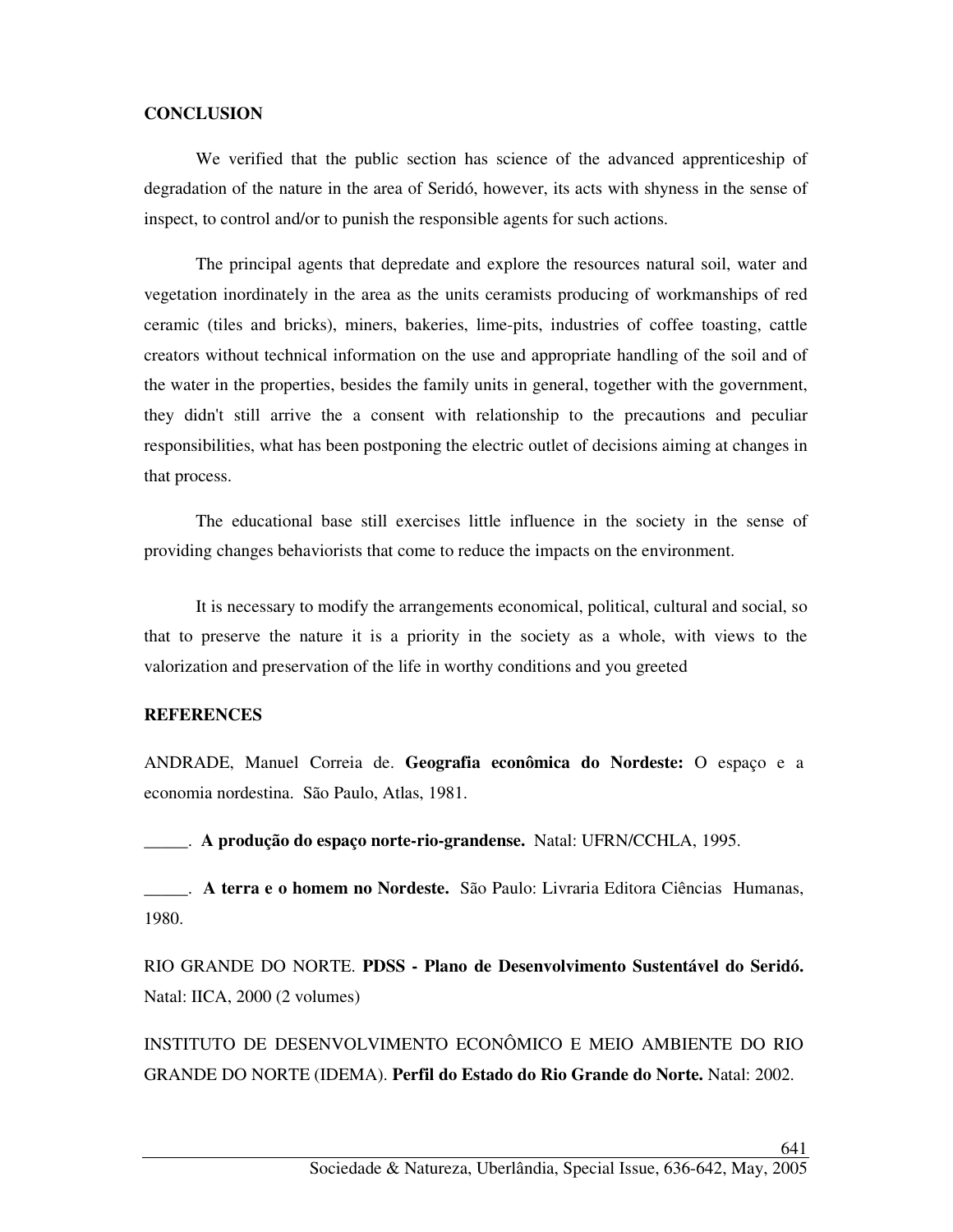## CONCLUSION

We verified that the public section has science of the advanced apprenticeship of degradation of the nature in the area of Seridó, however, its acts with shyness in the sense of inspect, to control and/or to punish the responsible agents for such actions.

The principal agents that depredate and explore the resources natural soil, water and vegetation inordinately in the area as the units ceramists producing of workmanships of red ceramic (tiles and bricks), miners, bakeries, lime-pits, industries of coffee toasting, cattle creators without technical information on the use and appropriate handling of the soil and of the water in the properties, besides the family units in general, together with the government, they didn't still arrive the a consent with relationship to the precautions and peculiar responsibilities, what has been postponing the electric outlet of decisions aiming at changes in that process.

The educational base still exercises little influence in the society in the sense of providing changes behaviorists that come to reduce the impacts on the environment.

It is necessary to modify the arrangements economical, political, cultural and social, so that to preserve the nature it is a priority in the society as a whole, with views to the valorization and preservation of the life in worthy conditions and you greeted

## REFERENCES

ANDRADE, Manuel Correia de. **Geografia econômica do Nordeste:** O espaço e a economia nordestina. São Paulo, Atlas, 1981.

_____. **A produção do espaço norte-rio-grandense.** Natal: UFRN/CCHLA, 1995.

_____. **A terra e o homem no Nordeste.** São Paulo: Livraria Editora Ciências Humanas, 1980.

RIO GRANDE DO NORTE. **PDSS - Plano de Desenvolvimento Sustentável do Seridó.** Natal: IICA, 2000 (2 volumes)

INSTITUTO DE DESENVOLVIMENTO ECONÔMICO E MEIO AMBIENTE DO RIO GRANDE DO NORTE (IDEMA). **Perfil do Estado do Rio Grande do Norte.** Natal: 2002.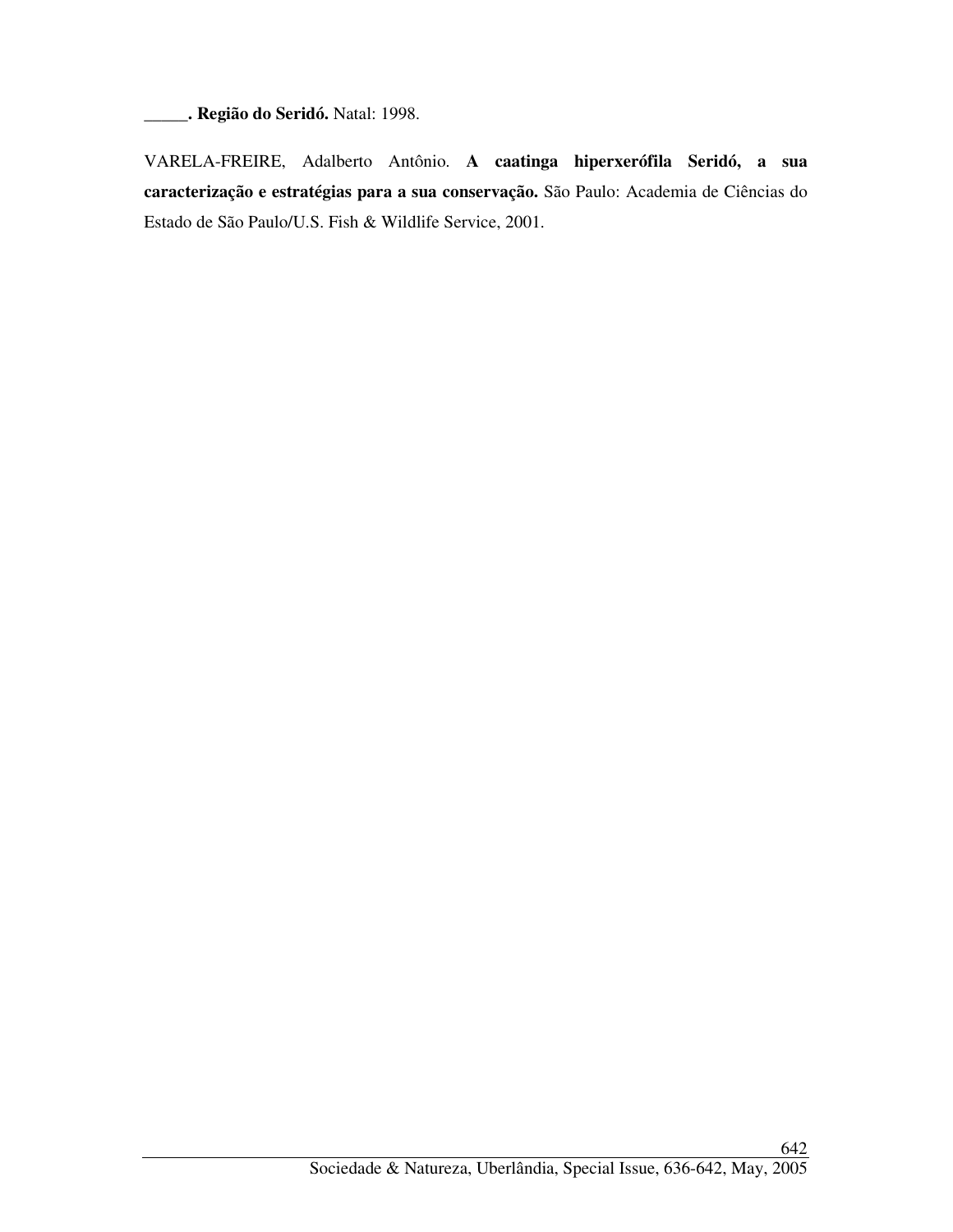_____. **Região do Seridó.** Natal: 1998.

VARELA-FREIRE, Adalberto Antônio. **A caatinga hiperxerófila Seridó, a sua caracterização e estratégias para a sua conservação.** São Paulo: Academia de Ciências do Estado de São Paulo/U.S. Fish & Wildlife Service, 2001.